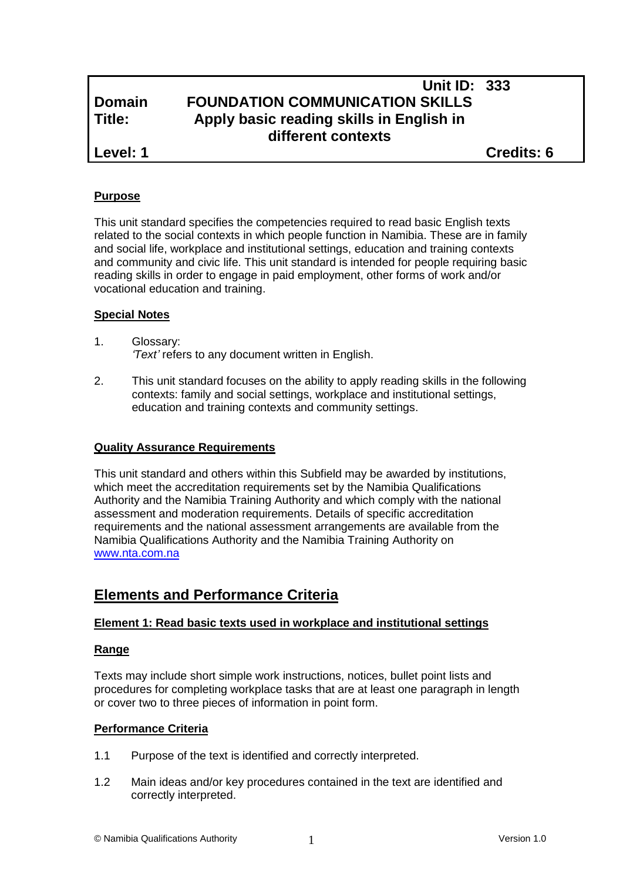| | | |
|---|---|---|
| | | **Unit ID: 333** |
| **Domain** | **FOUNDATION COMMUNICATION SKILLS** | |
| **Title:** | **Apply basic reading skills in English in different contexts** | |
| **Level: 1** | | **Credits: 6** |

**Purpose**

This unit standard specifies the competencies required to read basic English texts related to the social contexts in which people function in Namibia. These are in family and social life, workplace and institutional settings, education and training contexts and community and civic life. This unit standard is intended for people requiring basic reading skills in order to engage in paid employment, other forms of work and/or vocational education and training.

**Special Notes**

1. Glossary:
   *'Text'* refers to any document written in English.

2. This unit standard focuses on the ability to apply reading skills in the following contexts: family and social settings, workplace and institutional settings, education and training contexts and community settings.

**Quality Assurance Requirements**

This unit standard and others within this Subfield may be awarded by institutions, which meet the accreditation requirements set by the Namibia Qualifications Authority and the Namibia Training Authority and which comply with the national assessment and moderation requirements. Details of specific accreditation requirements and the national assessment arrangements are available from the Namibia Qualifications Authority and the Namibia Training Authority on www.nta.com.na

## Elements and Performance Criteria

**Element 1: Read basic texts used in workplace and institutional settings**

**Range**

Texts may include short simple work instructions, notices, bullet point lists and procedures for completing workplace tasks that are at least one paragraph in length or cover two to three pieces of information in point form.

**Performance Criteria**

1.1 Purpose of the text is identified and correctly interpreted.

1.2 Main ideas and/or key procedures contained in the text are identified and correctly interpreted.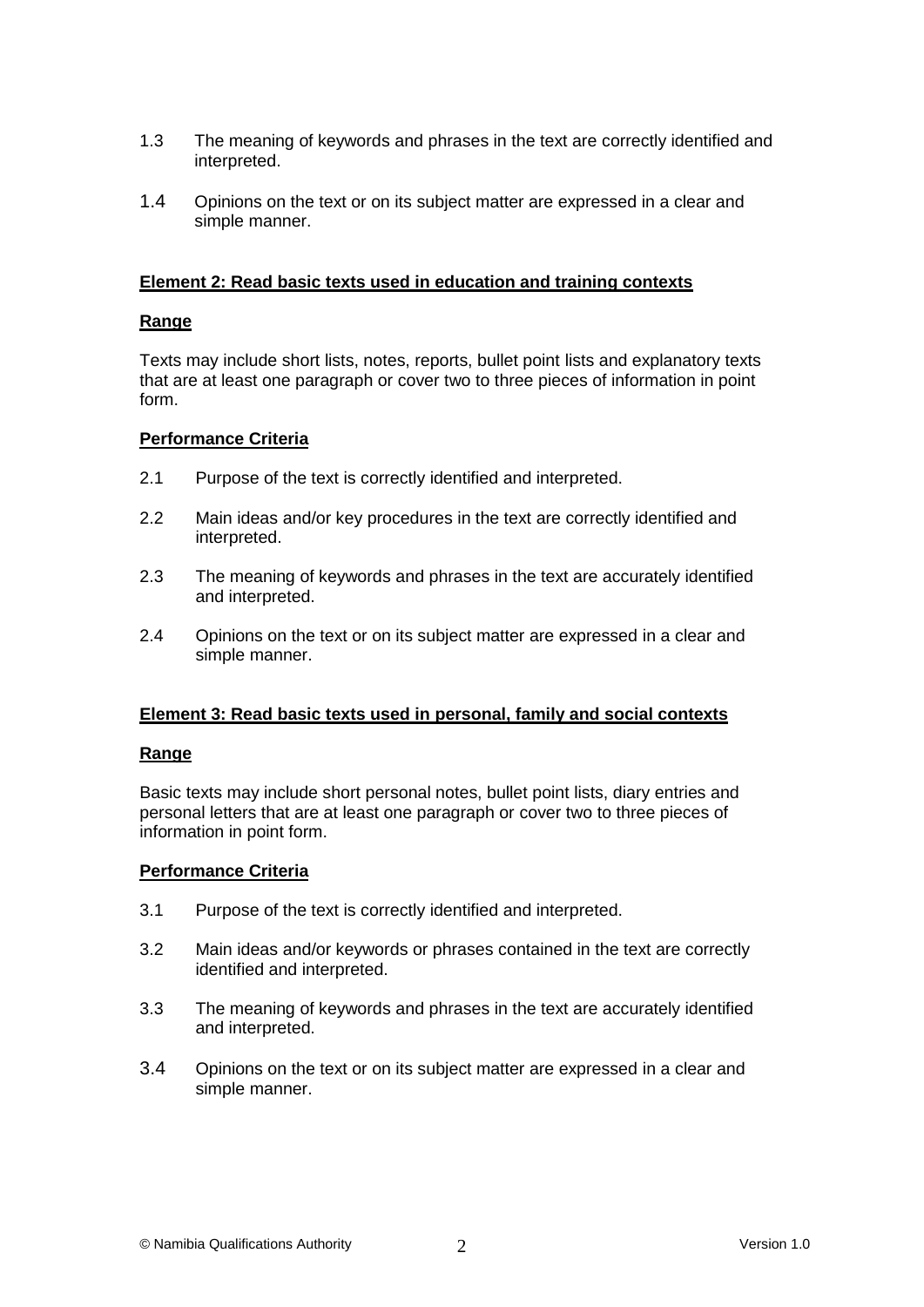1.3 The meaning of keywords and phrases in the text are correctly identified and interpreted.

1.4 Opinions on the text or on its subject matter are expressed in a clear and simple manner.

**Element 2: Read basic texts used in education and training contexts**

**Range**

Texts may include short lists, notes, reports, bullet point lists and explanatory texts that are at least one paragraph or cover two to three pieces of information in point form.

**Performance Criteria**

2.1 Purpose of the text is correctly identified and interpreted.

2.2 Main ideas and/or key procedures in the text are correctly identified and interpreted.

2.3 The meaning of keywords and phrases in the text are accurately identified and interpreted.

2.4 Opinions on the text or on its subject matter are expressed in a clear and simple manner.

**Element 3: Read basic texts used in personal, family and social contexts**

**Range**

Basic texts may include short personal notes, bullet point lists, diary entries and personal letters that are at least one paragraph or cover two to three pieces of information in point form.

**Performance Criteria**

3.1 Purpose of the text is correctly identified and interpreted.

3.2 Main ideas and/or keywords or phrases contained in the text are correctly identified and interpreted.

3.3 The meaning of keywords and phrases in the text are accurately identified and interpreted.

3.4 Opinions on the text or on its subject matter are expressed in a clear and simple manner.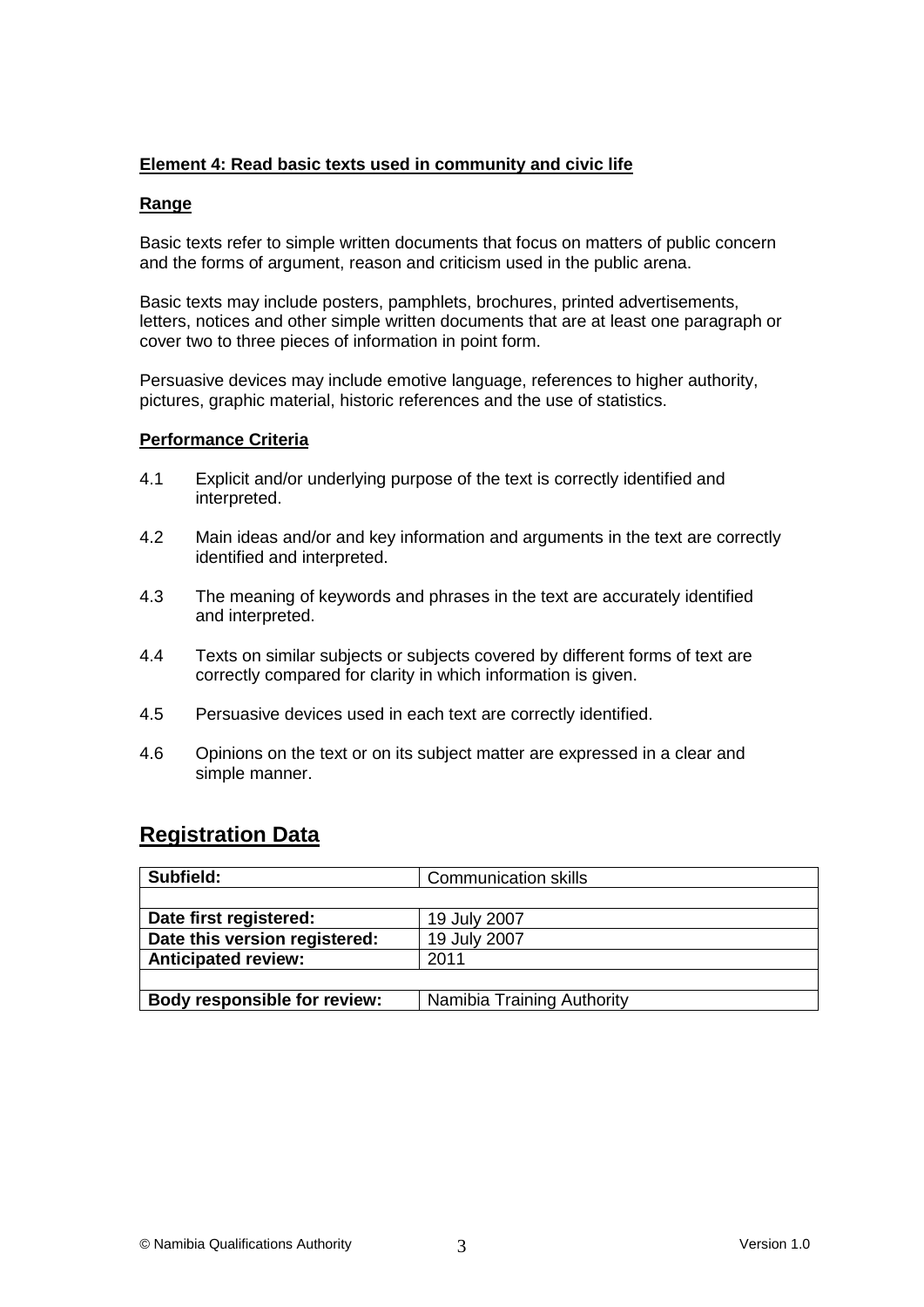**Element 4: Read basic texts used in community and civic life**

**Range**

Basic texts refer to simple written documents that focus on matters of public concern and the forms of argument, reason and criticism used in the public arena.

Basic texts may include posters, pamphlets, brochures, printed advertisements, letters, notices and other simple written documents that are at least one paragraph or cover two to three pieces of information in point form.

Persuasive devices may include emotive language, references to higher authority, pictures, graphic material, historic references and the use of statistics.

**Performance Criteria**

4.1 Explicit and/or underlying purpose of the text is correctly identified and interpreted.

4.2 Main ideas and/or and key information and arguments in the text are correctly identified and interpreted.

4.3 The meaning of keywords and phrases in the text are accurately identified and interpreted.

4.4 Texts on similar subjects or subjects covered by different forms of text are correctly compared for clarity in which information is given.

4.5 Persuasive devices used in each text are correctly identified.

4.6 Opinions on the text or on its subject matter are expressed in a clear and simple manner.

## Registration Data

| | |
|---|---|
| **Subfield:** | Communication skills |
| | |
| **Date first registered:** | 19 July 2007 |
| **Date this version registered:** | 19 July 2007 |
| **Anticipated review:** | 2011 |
| | |
| **Body responsible for review:** | Namibia Training Authority |